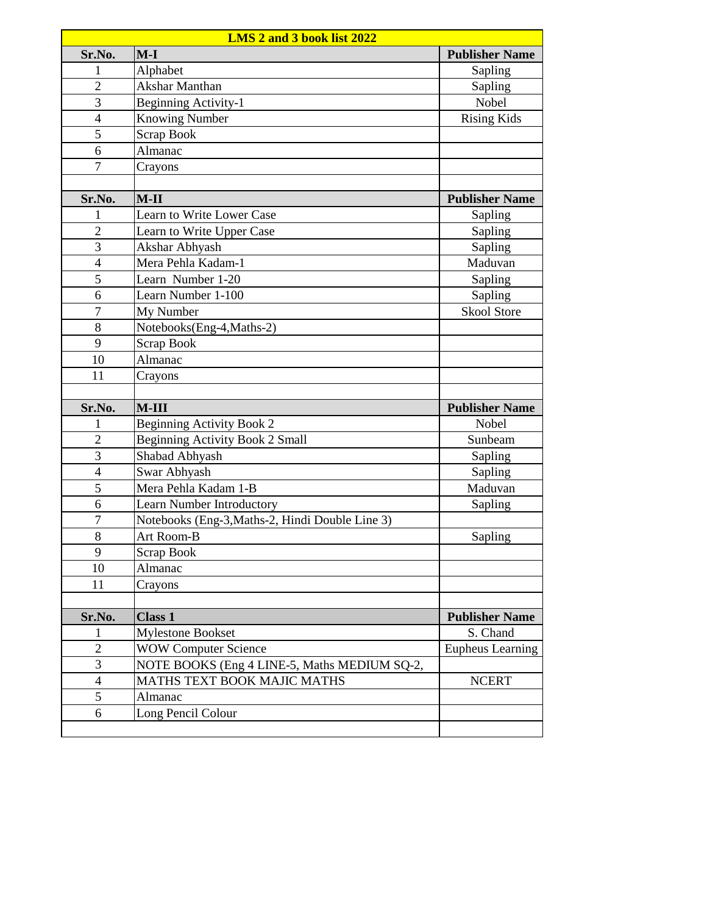# LMS 2 and 3 book list 2022

| Sr.No. | M-I | Publisher Name |
|---|---|---|
| 1 | Alphabet | Sapling |
| 2 | Akshar Manthan | Sapling |
| 3 | Beginning Activity-1 | Nobel |
| 4 | Knowing Number | Rising Kids |
| 5 | Scrap Book | |
| 6 | Almanac | |
| 7 | Crayons | |

| Sr.No. | M-II | Publisher Name |
|---|---|---|
| 1 | Learn to Write Lower Case | Sapling |
| 2 | Learn to Write Upper Case | Sapling |
| 3 | Akshar Abhyash | Sapling |
| 4 | Mera Pehla Kadam-1 | Maduvan |
| 5 | Learn Number 1-20 | Sapling |
| 6 | Learn Number 1-100 | Sapling |
| 7 | My Number | Skool Store |
| 8 | Notebooks(Eng-4,Maths-2) | |
| 9 | Scrap Book | |
| 10 | Almanac | |
| 11 | Crayons | |

| Sr.No. | M-III | Publisher Name |
|---|---|---|
| 1 | Beginning Activity Book 2 | Nobel |
| 2 | Beginning Activity Book 2 Small | Sunbeam |
| 3 | Shabad Abhyash | Sapling |
| 4 | Swar Abhyash | Sapling |
| 5 | Mera Pehla Kadam 1-B | Maduvan |
| 6 | Learn Number Introductory | Sapling |
| 7 | Notebooks (Eng-3,Maths-2, Hindi Double Line 3) | |
| 8 | Art Room-B | Sapling |
| 9 | Scrap Book | |
| 10 | Almanac | |
| 11 | Crayons | |

| Sr.No. | Class 1 | Publisher Name |
|---|---|---|
| 1 | Mylestone Bookset | S. Chand |
| 2 | WOW Computer Science | Eupheus Learning |
| 3 | NOTE BOOKS (Eng 4 LINE-5, Maths MEDIUM SQ-2, | |
| 4 | MATHS TEXT BOOK MAJIC MATHS | NCERT |
| 5 | Almanac | |
| 6 | Long Pencil Colour | |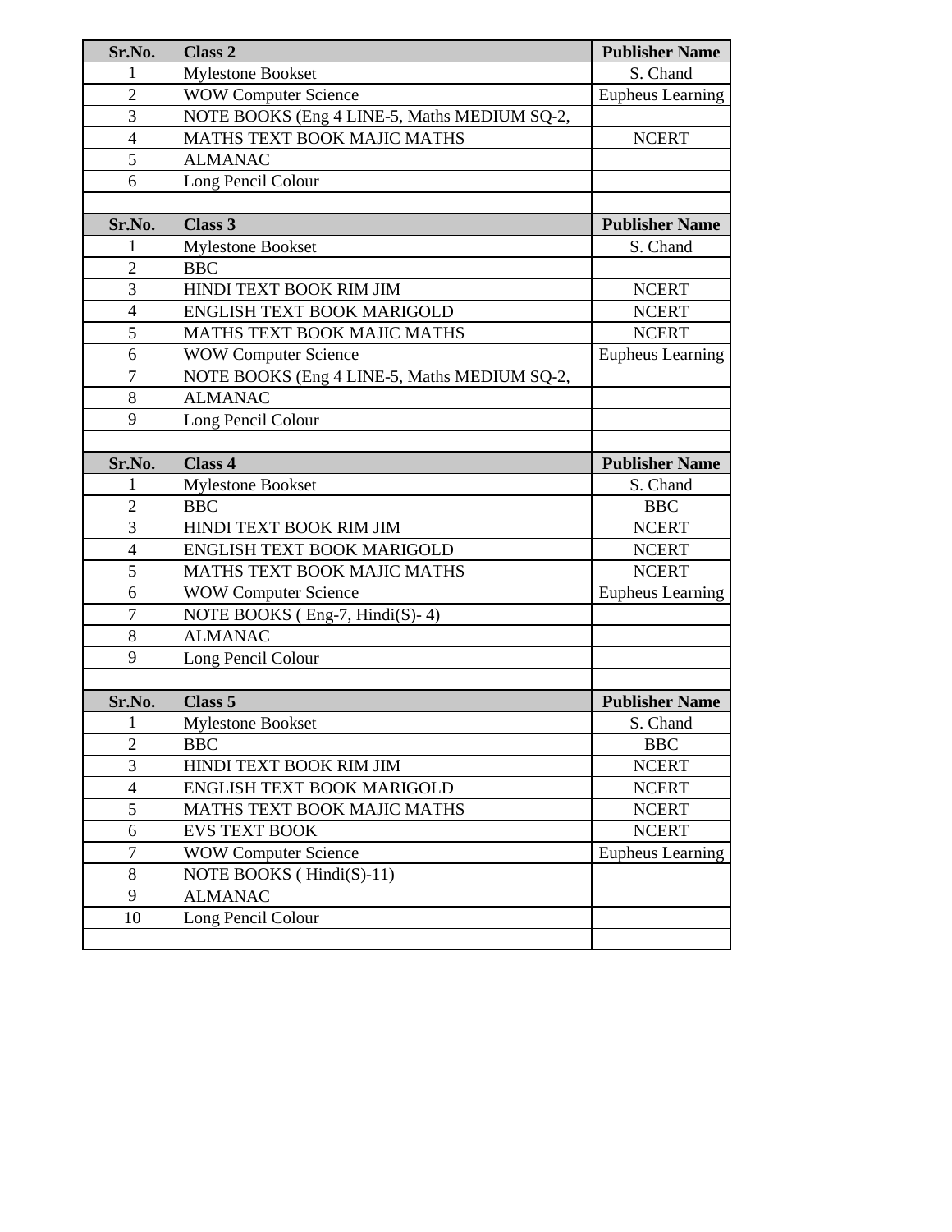| Sr.No. | Class 2 | Publisher Name |
|---|---|---|
| 1 | Mylestone Bookset | S. Chand |
| 2 | WOW Computer Science | Eupheus Learning |
| 3 | NOTE BOOKS (Eng 4 LINE-5, Maths MEDIUM SQ-2, | |
| 4 | MATHS TEXT BOOK MAJIC MATHS | NCERT |
| 5 | ALMANAC | |
| 6 | Long Pencil Colour | |
| | | |
| **Sr.No.** | **Class 3** | **Publisher Name** |
| 1 | Mylestone Bookset | S. Chand |
| 2 | BBC | |
| 3 | HINDI TEXT BOOK RIM JIM | NCERT |
| 4 | ENGLISH TEXT BOOK MARIGOLD | NCERT |
| 5 | MATHS TEXT BOOK MAJIC MATHS | NCERT |
| 6 | WOW Computer Science | Eupheus Learning |
| 7 | NOTE BOOKS (Eng 4 LINE-5, Maths MEDIUM SQ-2, | |
| 8 | ALMANAC | |
| 9 | Long Pencil Colour | |
| | | |
| **Sr.No.** | **Class 4** | **Publisher Name** |
| 1 | Mylestone Bookset | S. Chand |
| 2 | BBC | BBC |
| 3 | HINDI TEXT BOOK RIM JIM | NCERT |
| 4 | ENGLISH TEXT BOOK MARIGOLD | NCERT |
| 5 | MATHS TEXT BOOK MAJIC MATHS | NCERT |
| 6 | WOW Computer Science | Eupheus Learning |
| 7 | NOTE BOOKS ( Eng-7, Hindi(S)- 4) | |
| 8 | ALMANAC | |
| 9 | Long Pencil Colour | |
| | | |
| **Sr.No.** | **Class 5** | **Publisher Name** |
| 1 | Mylestone Bookset | S. Chand |
| 2 | BBC | BBC |
| 3 | HINDI TEXT BOOK RIM JIM | NCERT |
| 4 | ENGLISH TEXT BOOK MARIGOLD | NCERT |
| 5 | MATHS TEXT BOOK MAJIC MATHS | NCERT |
| 6 | EVS TEXT BOOK | NCERT |
| 7 | WOW Computer Science | Eupheus Learning |
| 8 | NOTE BOOKS ( Hindi(S)-11) | |
| 9 | ALMANAC | |
| 10 | Long Pencil Colour | |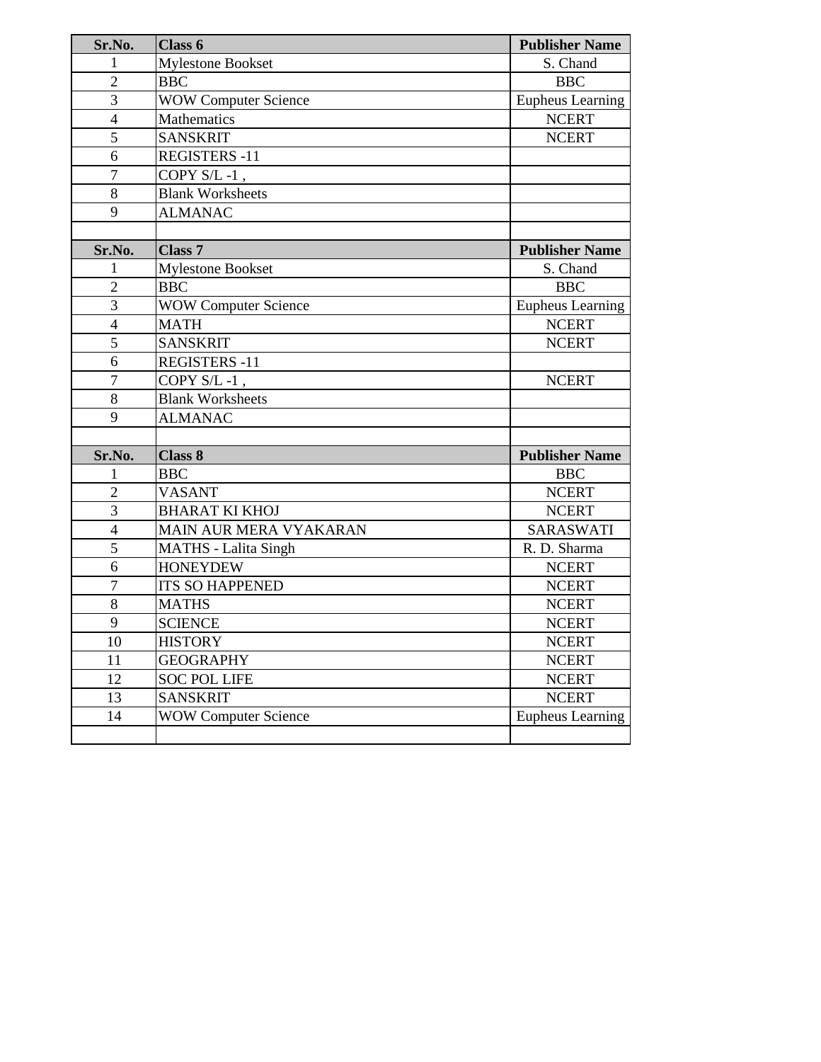| Sr.No. | Class 6 | Publisher Name |
|---|---|---|
| 1 | Mylestone Bookset | S. Chand |
| 2 | BBC | BBC |
| 3 | WOW Computer Science | Eupheus Learning |
| 4 | Mathematics | NCERT |
| 5 | SANSKRIT | NCERT |
| 6 | REGISTERS -11 | |
| 7 | COPY S/L -1 , | |
| 8 | Blank Worksheets | |
| 9 | ALMANAC | |
| | | |

| Sr.No. | Class 7 | Publisher Name |
|---|---|---|
| 1 | Mylestone Bookset | S. Chand |
| 2 | BBC | BBC |
| 3 | WOW Computer Science | Eupheus Learning |
| 4 | MATH | NCERT |
| 5 | SANSKRIT | NCERT |
| 6 | REGISTERS -11 | |
| 7 | COPY S/L -1 , | NCERT |
| 8 | Blank Worksheets | |
| 9 | ALMANAC | |
| | | |

| Sr.No. | Class 8 | Publisher Name |
|---|---|---|
| 1 | BBC | BBC |
| 2 | VASANT | NCERT |
| 3 | BHARAT KI KHOJ | NCERT |
| 4 | MAIN AUR MERA VYAKARAN | SARASWATI |
| 5 | MATHS - Lalita Singh | R. D. Sharma |
| 6 | HONEYDEW | NCERT |
| 7 | ITS SO HAPPENED | NCERT |
| 8 | MATHS | NCERT |
| 9 | SCIENCE | NCERT |
| 10 | HISTORY | NCERT |
| 11 | GEOGRAPHY | NCERT |
| 12 | SOC POL LIFE | NCERT |
| 13 | SANSKRIT | NCERT |
| 14 | WOW Computer Science | Eupheus Learning |
| | | |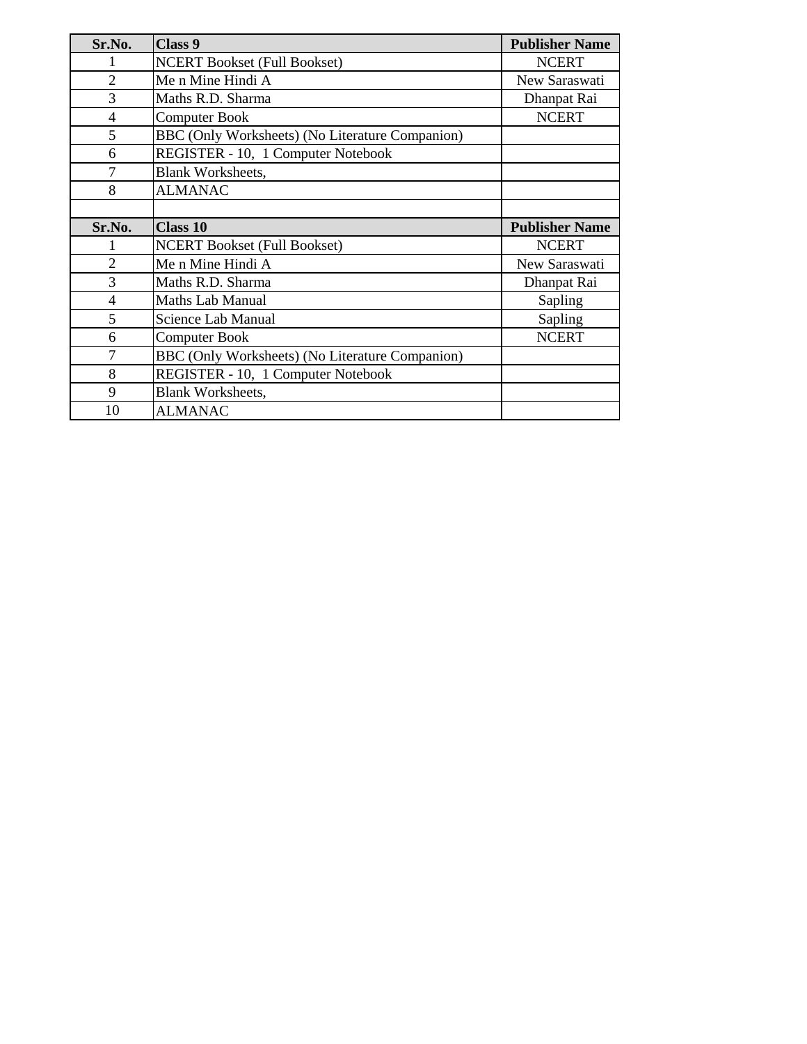| Sr.No. | Class 9 | Publisher Name |
|---|---|---|
| 1 | NCERT Bookset (Full Bookset) | NCERT |
| 2 | Me n Mine Hindi A | New Saraswati |
| 3 | Maths R.D. Sharma | Dhanpat Rai |
| 4 | Computer Book | NCERT |
| 5 | BBC (Only Worksheets) (No Literature Companion) | |
| 6 | REGISTER - 10, 1 Computer Notebook | |
| 7 | Blank Worksheets, | |
| 8 | ALMANAC | |

| Sr.No. | Class 10 | Publisher Name |
|---|---|---|
| 1 | NCERT Bookset (Full Bookset) | NCERT |
| 2 | Me n Mine Hindi A | New Saraswati |
| 3 | Maths R.D. Sharma | Dhanpat Rai |
| 4 | Maths Lab Manual | Sapling |
| 5 | Science Lab Manual | Sapling |
| 6 | Computer Book | NCERT |
| 7 | BBC (Only Worksheets) (No Literature Companion) | |
| 8 | REGISTER - 10, 1 Computer Notebook | |
| 9 | Blank Worksheets, | |
| 10 | ALMANAC | |